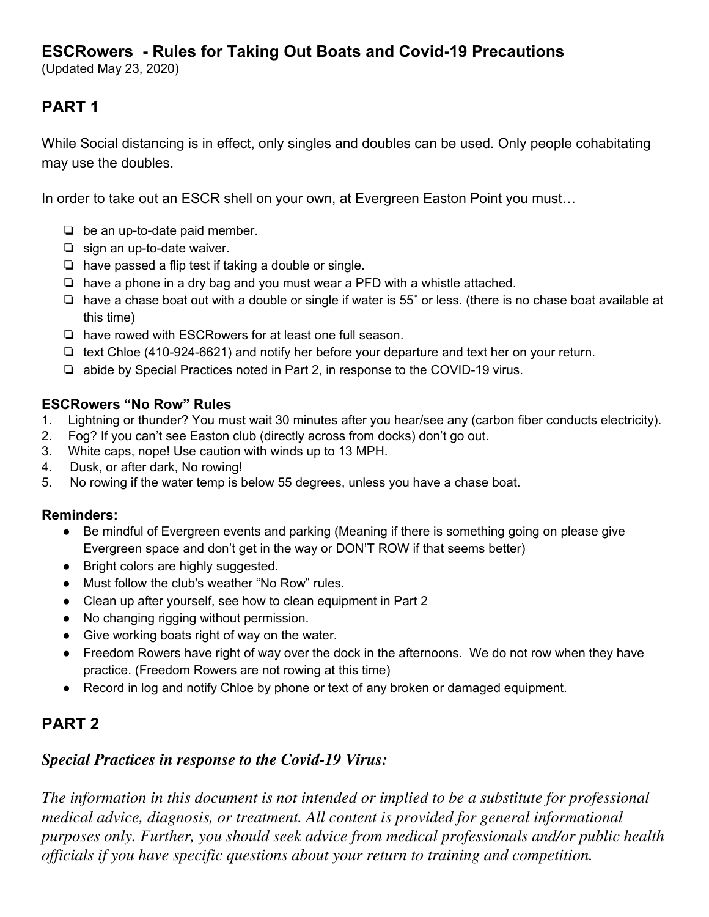## ESCRowers - Rules for Taking Out Boats and Covid-19 Precautions

(Updated May 23, 2020)

## PART 1

While Social distancing is in effect, only singles and doubles can be used. Only people cohabitating may use the doubles.

In order to take out an ESCR shell on your own, at Evergreen Easton Point you must…

- ❏ be an up-to-date paid member.
- ❏ sign an up-to-date waiver.
- ❏ have passed a flip test if taking a double or single.
- ❏ have a phone in a dry bag and you must wear a PFD with a whistle attached.
- ❏ have a chase boat out with a double or single if water is 55˚ or less. (there is no chase boat available at this time)
- ❏ have rowed with ESCRowers for at least one full season.
- ❏ text Chloe (410-924-6621) and notify her before your departure and text her on your return.
- ❏ abide by Special Practices noted in Part 2, in response to the COVID-19 virus.

**ESCRowers "No Row" Rules**

1. Lightning or thunder? You must wait 30 minutes after you hear/see any (carbon fiber conducts electricity).
2. Fog? If you can't see Easton club (directly across from docks) don't go out.
3. White caps, nope! Use caution with winds up to 13 MPH.
4. Dusk, or after dark, No rowing!
5. No rowing if the water temp is below 55 degrees, unless you have a chase boat.

**Reminders:**

- Be mindful of Evergreen events and parking (Meaning if there is something going on please give Evergreen space and don't get in the way or DON'T ROW if that seems better)
- Bright colors are highly suggested.
- Must follow the club's weather "No Row" rules.
- Clean up after yourself, see how to clean equipment in Part 2
- No changing rigging without permission.
- Give working boats right of way on the water.
- Freedom Rowers have right of way over the dock in the afternoons. We do not row when they have practice. (Freedom Rowers are not rowing at this time)
- Record in log and notify Chloe by phone or text of any broken or damaged equipment.

## PART 2

### *Special Practices in response to the Covid-19 Virus:*

*The information in this document is not intended or implied to be a substitute for professional medical advice, diagnosis, or treatment. All content is provided for general informational purposes only. Further, you should seek advice from medical professionals and/or public health officials if you have specific questions about your return to training and competition.*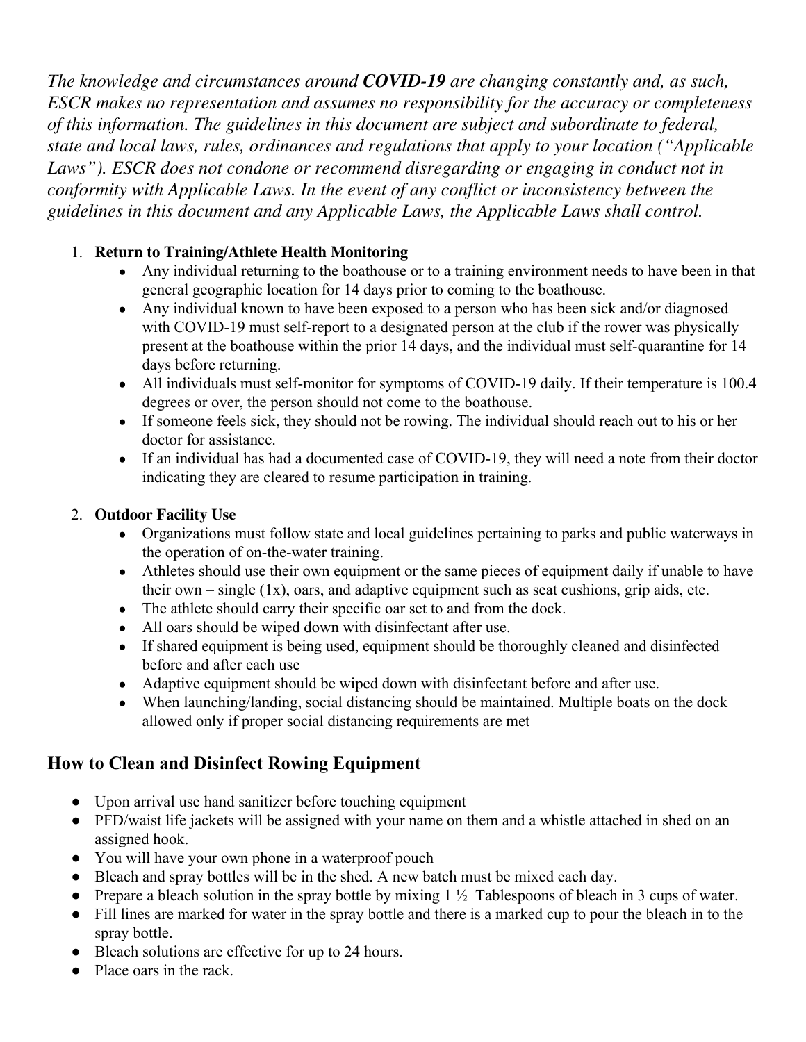*The knowledge and circumstances around **COVID-19** are changing constantly and, as such, ESCR makes no representation and assumes no responsibility for the accuracy or completeness of this information. The guidelines in this document are subject and subordinate to federal, state and local laws, rules, ordinances and regulations that apply to your location ("Applicable Laws"). ESCR does not condone or recommend disregarding or engaging in conduct not in conformity with Applicable Laws. In the event of any conflict or inconsistency between the guidelines in this document and any Applicable Laws, the Applicable Laws shall control.*

1. **Return to Training/Athlete Health Monitoring**
    - Any individual returning to the boathouse or to a training environment needs to have been in that general geographic location for 14 days prior to coming to the boathouse.
    - Any individual known to have been exposed to a person who has been sick and/or diagnosed with COVID-19 must self-report to a designated person at the club if the rower was physically present at the boathouse within the prior 14 days, and the individual must self-quarantine for 14 days before returning.
    - All individuals must self-monitor for symptoms of COVID-19 daily. If their temperature is 100.4 degrees or over, the person should not come to the boathouse.
    - If someone feels sick, they should not be rowing. The individual should reach out to his or her doctor for assistance.
    - If an individual has had a documented case of COVID-19, they will need a note from their doctor indicating they are cleared to resume participation in training.
2. **Outdoor Facility Use**
    - Organizations must follow state and local guidelines pertaining to parks and public waterways in the operation of on-the-water training.
    - Athletes should use their own equipment or the same pieces of equipment daily if unable to have their own – single (1x), oars, and adaptive equipment such as seat cushions, grip aids, etc.
    - The athlete should carry their specific oar set to and from the dock.
    - All oars should be wiped down with disinfectant after use.
    - If shared equipment is being used, equipment should be thoroughly cleaned and disinfected before and after each use
    - Adaptive equipment should be wiped down with disinfectant before and after use.
    - When launching/landing, social distancing should be maintained. Multiple boats on the dock allowed only if proper social distancing requirements are met

## How to Clean and Disinfect Rowing Equipment

- Upon arrival use hand sanitizer before touching equipment
- PFD/waist life jackets will be assigned with your name on them and a whistle attached in shed on an assigned hook.
- You will have your own phone in a waterproof pouch
- Bleach and spray bottles will be in the shed. A new batch must be mixed each day.
- Prepare a bleach solution in the spray bottle by mixing 1 ½ Tablespoons of bleach in 3 cups of water.
- Fill lines are marked for water in the spray bottle and there is a marked cup to pour the bleach in to the spray bottle.
- Bleach solutions are effective for up to 24 hours.
- Place oars in the rack.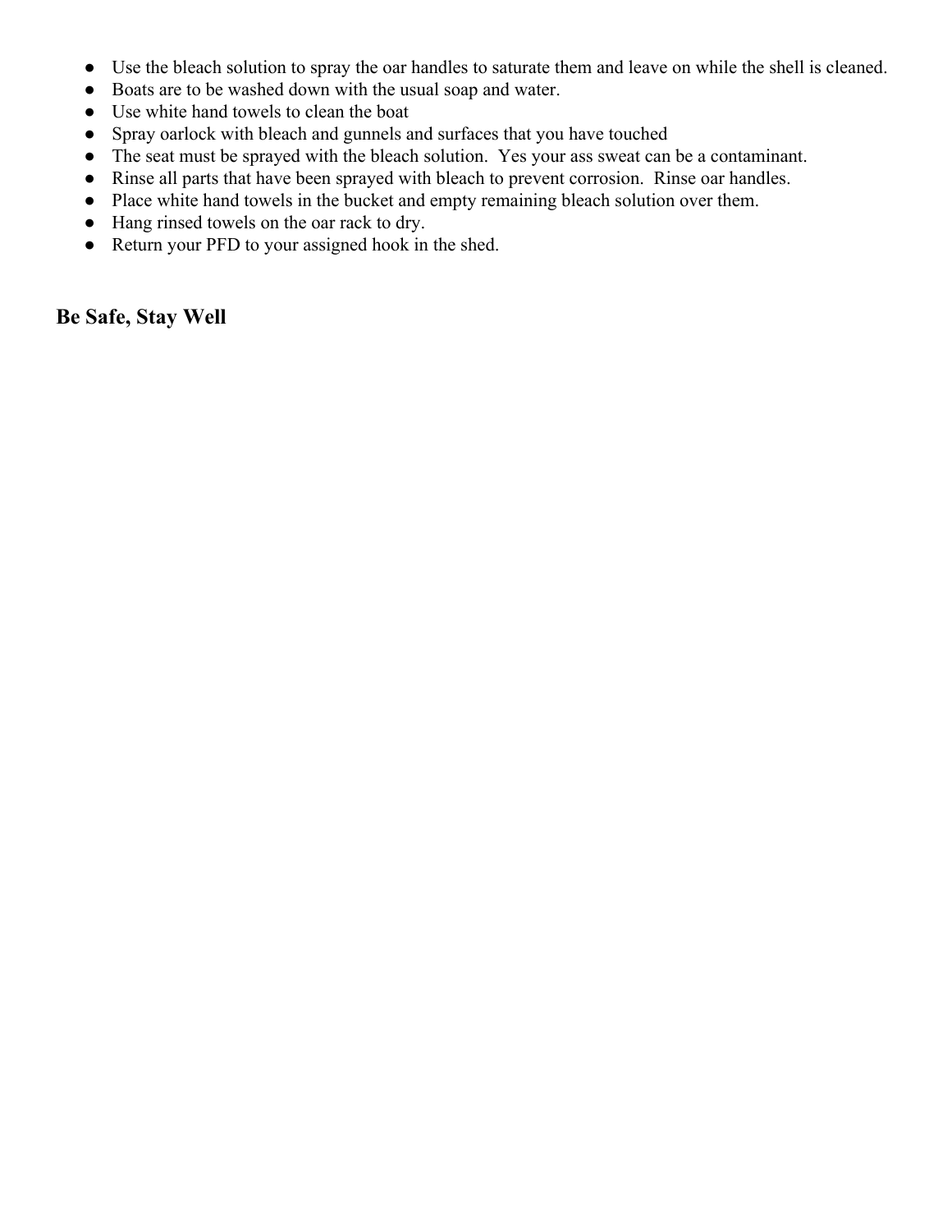- Use the bleach solution to spray the oar handles to saturate them and leave on while the shell is cleaned.
- Boats are to be washed down with the usual soap and water.
- Use white hand towels to clean the boat
- Spray oarlock with bleach and gunnels and surfaces that you have touched
- The seat must be sprayed with the bleach solution.  Yes your ass sweat can be a contaminant.
- Rinse all parts that have been sprayed with bleach to prevent corrosion.  Rinse oar handles.
- Place white hand towels in the bucket and empty remaining bleach solution over them.
- Hang rinsed towels on the oar rack to dry.
- Return your PFD to your assigned hook in the shed.

**Be Safe, Stay Well**